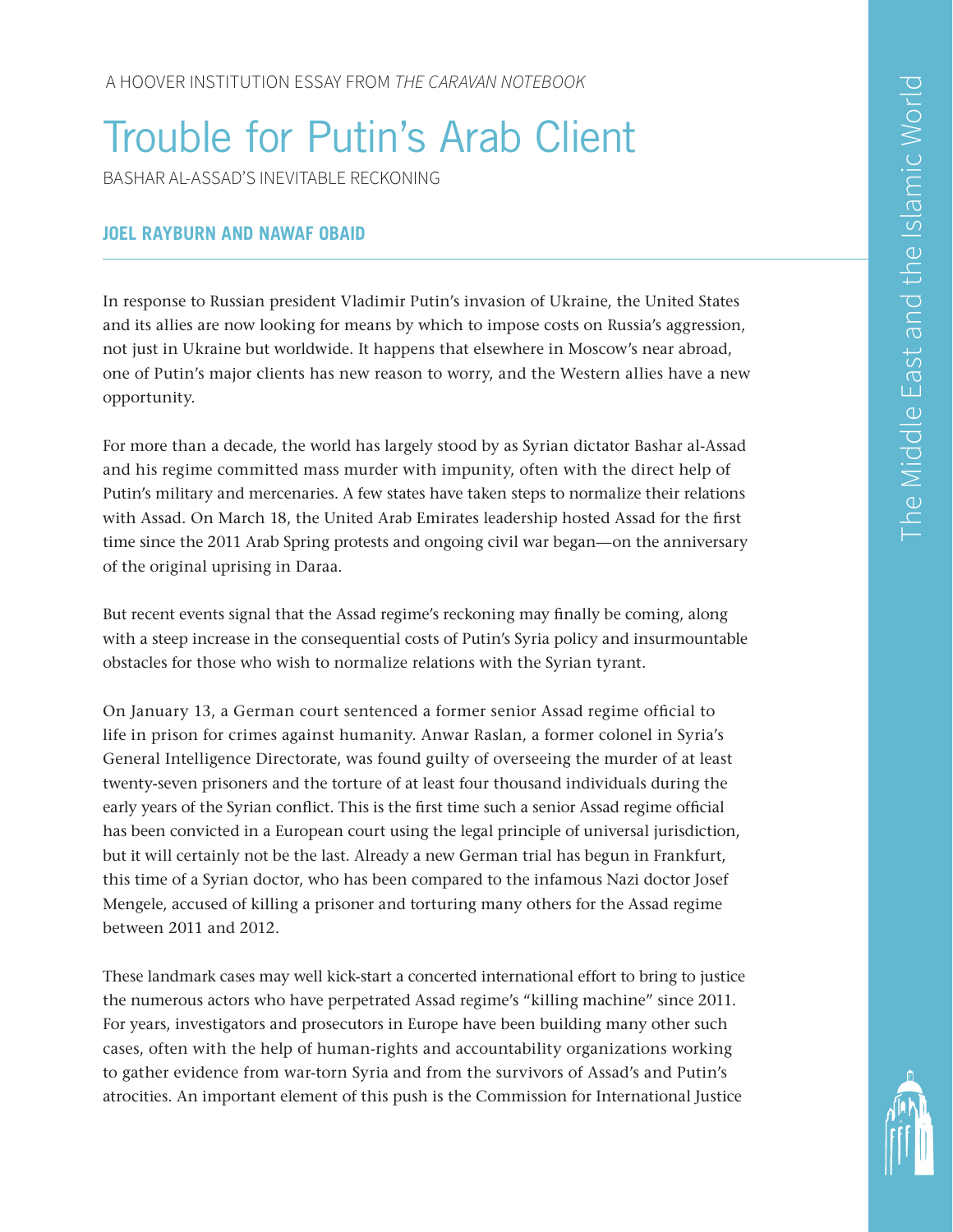A HOOVER INSTITUTION ESSAY FROM *THE CARAVAN NOTEBOOK*

# Trouble for Putin's Arab Client

BASHAR AL-ASSAD'S INEVITABLE RECKONING

**JOEL RAYBURN AND NAWAF OBAID**

In response to Russian president Vladimir Putin's invasion of Ukraine, the United States and its allies are now looking for means by which to impose costs on Russia's aggression, not just in Ukraine but worldwide. It happens that elsewhere in Moscow's near abroad, one of Putin's major clients has new reason to worry, and the Western allies have a new opportunity.

For more than a decade, the world has largely stood by as Syrian dictator Bashar al-Assad and his regime committed mass murder with impunity, often with the direct help of Putin's military and mercenaries. A few states have taken steps to normalize their relations with Assad. On March 18, the United Arab Emirates leadership hosted Assad for the first time since the 2011 Arab Spring protests and ongoing civil war began—on the anniversary of the original uprising in Daraa.

But recent events signal that the Assad regime's reckoning may finally be coming, along with a steep increase in the consequential costs of Putin's Syria policy and insurmountable obstacles for those who wish to normalize relations with the Syrian tyrant.

On January 13, a German court sentenced a former senior Assad regime official to life in prison for crimes against humanity. Anwar Raslan, a former colonel in Syria's General Intelligence Directorate, was found guilty of overseeing the murder of at least twenty-seven prisoners and the torture of at least four thousand individuals during the early years of the Syrian conflict. This is the first time such a senior Assad regime official has been convicted in a European court using the legal principle of universal jurisdiction, but it will certainly not be the last. Already a new German trial has begun in Frankfurt, this time of a Syrian doctor, who has been compared to the infamous Nazi doctor Josef Mengele, accused of killing a prisoner and torturing many others for the Assad regime between 2011 and 2012.

These landmark cases may well kick-start a concerted international effort to bring to justice the numerous actors who have perpetrated Assad regime's "killing machine" since 2011. For years, investigators and prosecutors in Europe have been building many other such cases, often with the help of human-rights and accountability organizations working to gather evidence from war-torn Syria and from the survivors of Assad's and Putin's atrocities. An important element of this push is the Commission for International Justice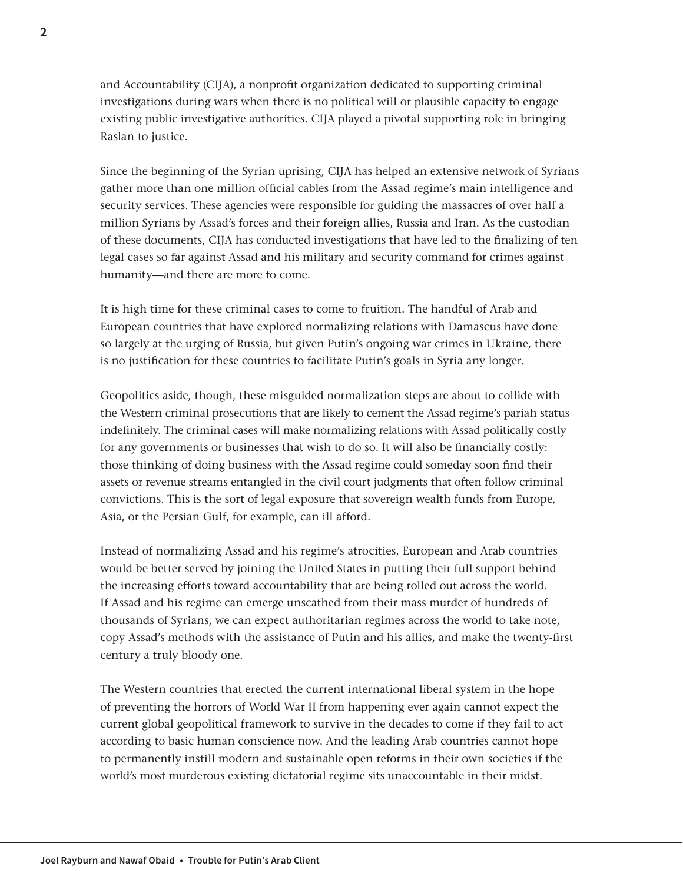and Accountability (CIJA), a nonprofit organization dedicated to supporting criminal investigations during wars when there is no political will or plausible capacity to engage existing public investigative authorities. CIJA played a pivotal supporting role in bringing Raslan to justice.

Since the beginning of the Syrian uprising, CIJA has helped an extensive network of Syrians gather more than one million official cables from the Assad regime's main intelligence and security services. These agencies were responsible for guiding the massacres of over half a million Syrians by Assad's forces and their foreign allies, Russia and Iran. As the custodian of these documents, CIJA has conducted investigations that have led to the finalizing of ten legal cases so far against Assad and his military and security command for crimes against humanity—and there are more to come.

It is high time for these criminal cases to come to fruition. The handful of Arab and European countries that have explored normalizing relations with Damascus have done so largely at the urging of Russia, but given Putin's ongoing war crimes in Ukraine, there is no justification for these countries to facilitate Putin's goals in Syria any longer.

Geopolitics aside, though, these misguided normalization steps are about to collide with the Western criminal prosecutions that are likely to cement the Assad regime's pariah status indefinitely. The criminal cases will make normalizing relations with Assad politically costly for any governments or businesses that wish to do so. It will also be financially costly: those thinking of doing business with the Assad regime could someday soon find their assets or revenue streams entangled in the civil court judgments that often follow criminal convictions. This is the sort of legal exposure that sovereign wealth funds from Europe, Asia, or the Persian Gulf, for example, can ill afford.

Instead of normalizing Assad and his regime's atrocities, European and Arab countries would be better served by joining the United States in putting their full support behind the increasing efforts toward accountability that are being rolled out across the world. If Assad and his regime can emerge unscathed from their mass murder of hundreds of thousands of Syrians, we can expect authoritarian regimes across the world to take note, copy Assad's methods with the assistance of Putin and his allies, and make the twenty-first century a truly bloody one.

The Western countries that erected the current international liberal system in the hope of preventing the horrors of World War II from happening ever again cannot expect the current global geopolitical framework to survive in the decades to come if they fail to act according to basic human conscience now. And the leading Arab countries cannot hope to permanently instill modern and sustainable open reforms in their own societies if the world's most murderous existing dictatorial regime sits unaccountable in their midst.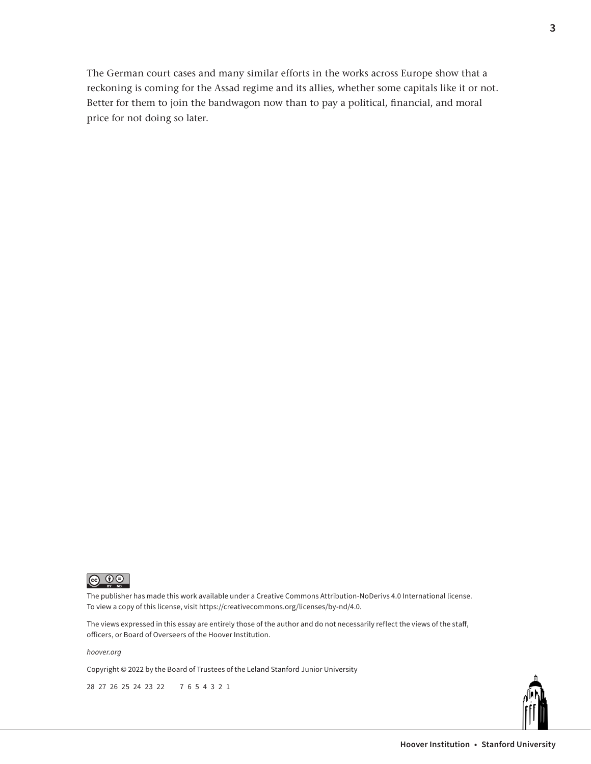The German court cases and many similar efforts in the works across Europe show that a reckoning is coming for the Assad regime and its allies, whether some capitals like it or not. Better for them to join the bandwagon now than to pay a political, financial, and moral price for not doing so later.

The publisher has made this work available under a Creative Commons Attribution-NoDerivs 4.0 International license. To view a copy of this license, visit https://creativecommons.org/licenses/by-nd/4.0.

The views expressed in this essay are entirely those of the author and do not necessarily reflect the views of the staff, officers, or Board of Overseers of the Hoover Institution.

*hoover.org*

Copyright © 2022 by the Board of Trustees of the Leland Stanford Junior University

28 27 26 25 24 23 22      7 6 5 4 3 2 1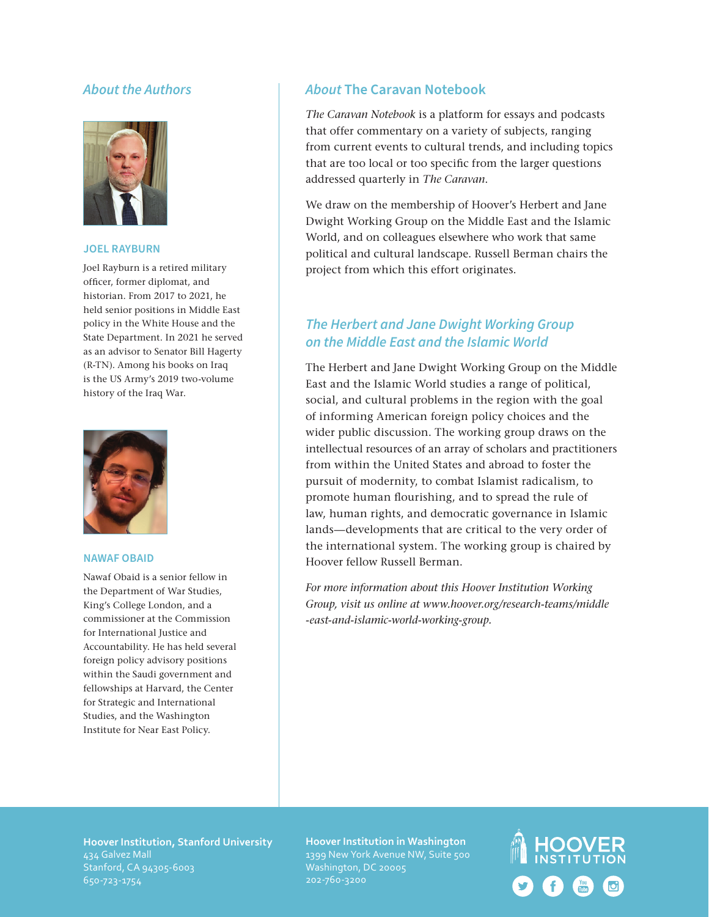## *About the Authors*

### JOEL RAYBURN

Joel Rayburn is a retired military officer, former diplomat, and historian. From 2017 to 2021, he held senior positions in Middle East policy in the White House and the State Department. In 2021 he served as an advisor to Senator Bill Hagerty (R-TN). Among his books on Iraq is the US Army's 2019 two-volume history of the Iraq War.

### NAWAF OBAID

Nawaf Obaid is a senior fellow in the Department of War Studies, King's College London, and a commissioner at the Commission for International Justice and Accountability. He has held several foreign policy advisory positions within the Saudi government and fellowships at Harvard, the Center for Strategic and International Studies, and the Washington Institute for Near East Policy.

## *About* The Caravan Notebook

*The Caravan Notebook* is a platform for essays and podcasts that offer commentary on a variety of subjects, ranging from current events to cultural trends, and including topics that are too local or too specific from the larger questions addressed quarterly in *The Caravan*.

We draw on the membership of Hoover's Herbert and Jane Dwight Working Group on the Middle East and the Islamic World, and on colleagues elsewhere who work that same political and cultural landscape. Russell Berman chairs the project from which this effort originates.

## *The Herbert and Jane Dwight Working Group on the Middle East and the Islamic World*

The Herbert and Jane Dwight Working Group on the Middle East and the Islamic World studies a range of political, social, and cultural problems in the region with the goal of informing American foreign policy choices and the wider public discussion. The working group draws on the intellectual resources of an array of scholars and practitioners from within the United States and abroad to foster the pursuit of modernity, to combat Islamist radicalism, to promote human flourishing, and to spread the rule of law, human rights, and democratic governance in Islamic lands—developments that are critical to the very order of the international system. The working group is chaired by Hoover fellow Russell Berman.

*For more information about this Hoover Institution Working Group, visit us online at www.hoover.org/research-teams/middle-east-and-islamic-world-working-group.*

**Hoover Institution, Stanford University**
434 Galvez Mall
Stanford, CA 94305-6003
650-723-1754

**Hoover Institution in Washington**
1399 New York Avenue NW, Suite 500
Washington, DC 20005
202-760-3200

HOOVER INSTITUTION